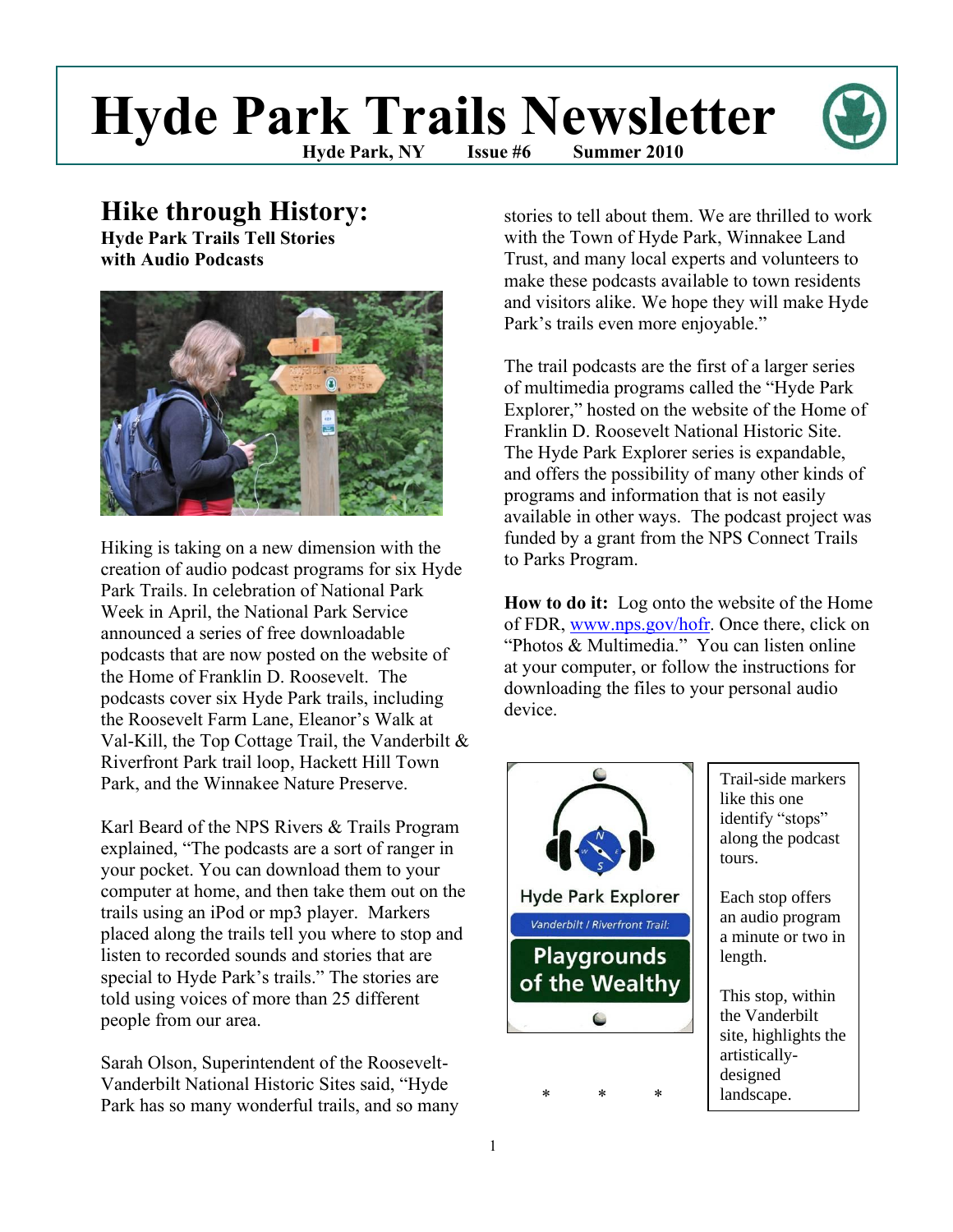# Hyde Park Trails Newsletter

**Hyde Park, NY Issue #6 Summer 2010**

## Hike through History:

**Hyde Park Trails Tell Stories with Audio Podcasts**

Hiking is taking on a new dimension with the creation of audio podcast programs for six Hyde Park Trails. In celebration of National Park Week in April, the National Park Service announced a series of free downloadable podcasts that are now posted on the website of the Home of Franklin D. Roosevelt. The podcasts cover six Hyde Park trails, including the Roosevelt Farm Lane, Eleanor's Walk at Val-Kill, the Top Cottage Trail, the Vanderbilt & Riverfront Park trail loop, Hackett Hill Town Park, and the Winnakee Nature Preserve.

Karl Beard of the NPS Rivers & Trails Program explained, "The podcasts are a sort of ranger in your pocket. You can download them to your computer at home, and then take them out on the trails using an iPod or mp3 player. Markers placed along the trails tell you where to stop and listen to recorded sounds and stories that are special to Hyde Park's trails." The stories are told using voices of more than 25 different people from our area.

Sarah Olson, Superintendent of the Roosevelt-Vanderbilt National Historic Sites said, "Hyde Park has so many wonderful trails, and so many stories to tell about them. We are thrilled to work with the Town of Hyde Park, Winnakee Land Trust, and many local experts and volunteers to make these podcasts available to town residents and visitors alike. We hope they will make Hyde Park's trails even more enjoyable."

The trail podcasts are the first of a larger series of multimedia programs called the "Hyde Park Explorer," hosted on the website of the Home of Franklin D. Roosevelt National Historic Site. The Hyde Park Explorer series is expandable, and offers the possibility of many other kinds of programs and information that is not easily available in other ways. The podcast project was funded by a grant from the NPS Connect Trails to Parks Program.

**How to do it:** Log onto the website of the Home of FDR, www.nps.gov/hofr. Once there, click on "Photos & Multimedia." You can listen online at your computer, or follow the instructions for downloading the files to your personal audio device.

Hyde Park Explorer

Vanderbilt / Riverfront Trail:

Playgrounds of the Wealthy

Trail-side markers like this one identify "stops" along the podcast tours.

Each stop offers an audio program a minute or two in length.

This stop, within the Vanderbilt site, highlights the artistically-designed landscape.

\* \* \*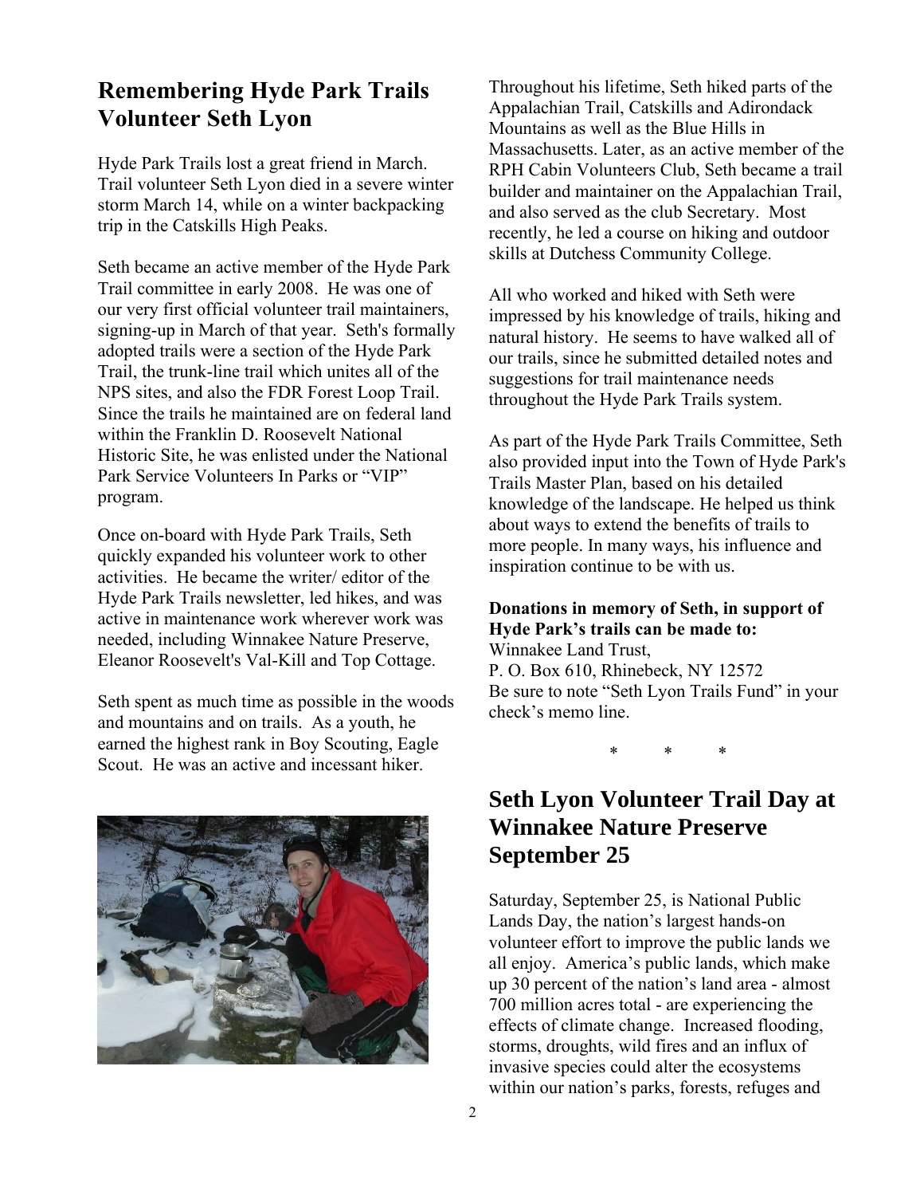## Remembering Hyde Park Trails Volunteer Seth Lyon

Hyde Park Trails lost a great friend in March. Trail volunteer Seth Lyon died in a severe winter storm March 14, while on a winter backpacking trip in the Catskills High Peaks.

Seth became an active member of the Hyde Park Trail committee in early 2008. He was one of our very first official volunteer trail maintainers, signing-up in March of that year. Seth's formally adopted trails were a section of the Hyde Park Trail, the trunk-line trail which unites all of the NPS sites, and also the FDR Forest Loop Trail. Since the trails he maintained are on federal land within the Franklin D. Roosevelt National Historic Site, he was enlisted under the National Park Service Volunteers In Parks or "VIP" program.

Once on-board with Hyde Park Trails, Seth quickly expanded his volunteer work to other activities. He became the writer/ editor of the Hyde Park Trails newsletter, led hikes, and was active in maintenance work wherever work was needed, including Winnakee Nature Preserve, Eleanor Roosevelt's Val-Kill and Top Cottage.

Seth spent as much time as possible in the woods and mountains and on trails. As a youth, he earned the highest rank in Boy Scouting, Eagle Scout. He was an active and incessant hiker.

Throughout his lifetime, Seth hiked parts of the Appalachian Trail, Catskills and Adirondack Mountains as well as the Blue Hills in Massachusetts. Later, as an active member of the RPH Cabin Volunteers Club, Seth became a trail builder and maintainer on the Appalachian Trail, and also served as the club Secretary. Most recently, he led a course on hiking and outdoor skills at Dutchess Community College.

All who worked and hiked with Seth were impressed by his knowledge of trails, hiking and natural history. He seems to have walked all of our trails, since he submitted detailed notes and suggestions for trail maintenance needs throughout the Hyde Park Trails system.

As part of the Hyde Park Trails Committee, Seth also provided input into the Town of Hyde Park's Trails Master Plan, based on his detailed knowledge of the landscape. He helped us think about ways to extend the benefits of trails to more people. In many ways, his influence and inspiration continue to be with us.

**Donations in memory of Seth, in support of Hyde Park's trails can be made to:**
Winnakee Land Trust,
P. O. Box 610, Rhinebeck, NY 12572
Be sure to note "Seth Lyon Trails Fund" in your check's memo line.

\* \* \*

## Seth Lyon Volunteer Trail Day at Winnakee Nature Preserve September 25

Saturday, September 25, is National Public Lands Day, the nation's largest hands-on volunteer effort to improve the public lands we all enjoy. America's public lands, which make up 30 percent of the nation's land area - almost 700 million acres total - are experiencing the effects of climate change. Increased flooding, storms, droughts, wild fires and an influx of invasive species could alter the ecosystems within our nation's parks, forests, refuges and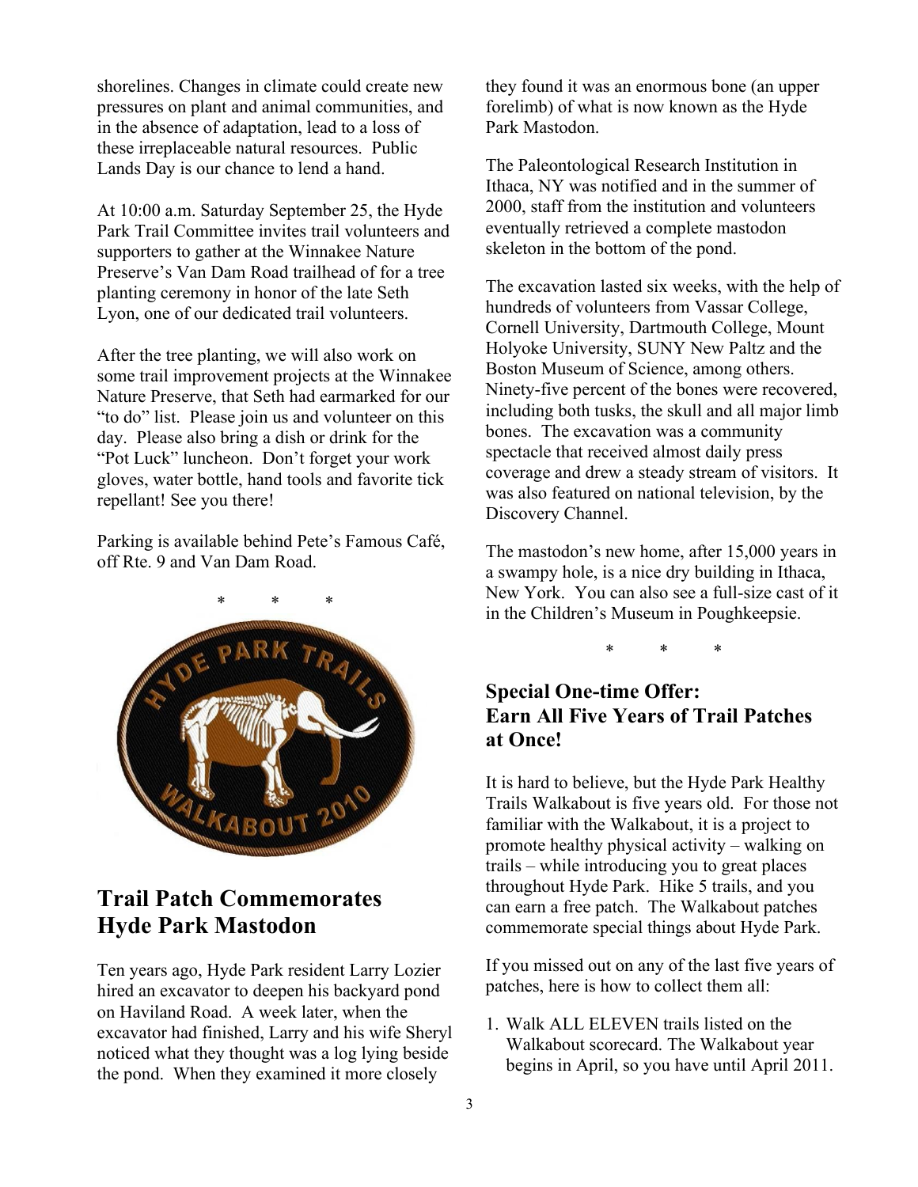shorelines. Changes in climate could create new pressures on plant and animal communities, and in the absence of adaptation, lead to a loss of these irreplaceable natural resources. Public Lands Day is our chance to lend a hand.

At 10:00 a.m. Saturday September 25, the Hyde Park Trail Committee invites trail volunteers and supporters to gather at the Winnakee Nature Preserve's Van Dam Road trailhead of for a tree planting ceremony in honor of the late Seth Lyon, one of our dedicated trail volunteers.

After the tree planting, we will also work on some trail improvement projects at the Winnakee Nature Preserve, that Seth had earmarked for our "to do" list. Please join us and volunteer on this day. Please also bring a dish or drink for the "Pot Luck" luncheon. Don't forget your work gloves, water bottle, hand tools and favorite tick repellant! See you there!

Parking is available behind Pete's Famous Café, off Rte. 9 and Van Dam Road.

\* \* \*

HYDE PARK TRAILS

WALKABOUT 2010

## Trail Patch Commemorates Hyde Park Mastodon

Ten years ago, Hyde Park resident Larry Lozier hired an excavator to deepen his backyard pond on Haviland Road. A week later, when the excavator had finished, Larry and his wife Sheryl noticed what they thought was a log lying beside the pond. When they examined it more closely they found it was an enormous bone (an upper forelimb) of what is now known as the Hyde Park Mastodon.

The Paleontological Research Institution in Ithaca, NY was notified and in the summer of 2000, staff from the institution and volunteers eventually retrieved a complete mastodon skeleton in the bottom of the pond.

The excavation lasted six weeks, with the help of hundreds of volunteers from Vassar College, Cornell University, Dartmouth College, Mount Holyoke University, SUNY New Paltz and the Boston Museum of Science, among others. Ninety-five percent of the bones were recovered, including both tusks, the skull and all major limb bones. The excavation was a community spectacle that received almost daily press coverage and drew a steady stream of visitors. It was also featured on national television, by the Discovery Channel.

The mastodon's new home, after 15,000 years in a swampy hole, is a nice dry building in Ithaca, New York. You can also see a full-size cast of it in the Children's Museum in Poughkeepsie.

\* \* \*

## Special One-time Offer: Earn All Five Years of Trail Patches at Once!

It is hard to believe, but the Hyde Park Healthy Trails Walkabout is five years old. For those not familiar with the Walkabout, it is a project to promote healthy physical activity – walking on trails – while introducing you to great places throughout Hyde Park. Hike 5 trails, and you can earn a free patch. The Walkabout patches commemorate special things about Hyde Park.

If you missed out on any of the last five years of patches, here is how to collect them all:

1. Walk ALL ELEVEN trails listed on the Walkabout scorecard. The Walkabout year begins in April, so you have until April 2011.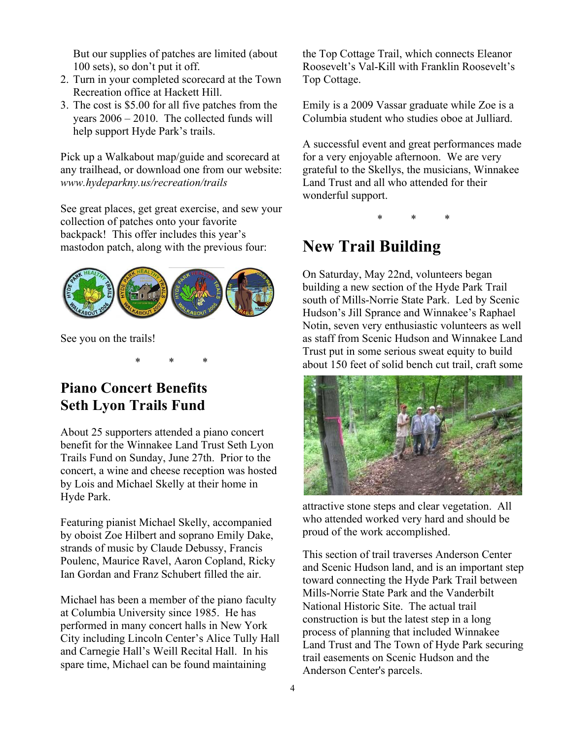But our supplies of patches are limited (about 100 sets), so don't put it off.

2. Turn in your completed scorecard at the Town Recreation office at Hackett Hill.
3. The cost is $5.00 for all five patches from the years 2006 – 2010. The collected funds will help support Hyde Park's trails.

Pick up a Walkabout map/guide and scorecard at any trailhead, or download one from our website: *www.hydeparkny.us/recreation/trails*

See great places, get great exercise, and sew your collection of patches onto your favorite backpack! This offer includes this year's mastodon patch, along with the previous four:

See you on the trails!

\* \* \*

## Piano Concert Benefits Seth Lyon Trails Fund

About 25 supporters attended a piano concert benefit for the Winnakee Land Trust Seth Lyon Trails Fund on Sunday, June 27th. Prior to the concert, a wine and cheese reception was hosted by Lois and Michael Skelly at their home in Hyde Park.

Featuring pianist Michael Skelly, accompanied by oboist Zoe Hilbert and soprano Emily Dake, strands of music by Claude Debussy, Francis Poulenc, Maurice Ravel, Aaron Copland, Ricky Ian Gordan and Franz Schubert filled the air.

Michael has been a member of the piano faculty at Columbia University since 1985. He has performed in many concert halls in New York City including Lincoln Center's Alice Tully Hall and Carnegie Hall's Weill Recital Hall. In his spare time, Michael can be found maintaining the Top Cottage Trail, which connects Eleanor Roosevelt's Val-Kill with Franklin Roosevelt's Top Cottage.

Emily is a 2009 Vassar graduate while Zoe is a Columbia student who studies oboe at Julliard.

A successful event and great performances made for a very enjoyable afternoon. We are very grateful to the Skellys, the musicians, Winnakee Land Trust and all who attended for their wonderful support.

\* \* \*

# New Trail Building

On Saturday, May 22nd, volunteers began building a new section of the Hyde Park Trail south of Mills-Norrie State Park. Led by Scenic Hudson's Jill Sprance and Winnakee's Raphael Notin, seven very enthusiastic volunteers as well as staff from Scenic Hudson and Winnakee Land Trust put in some serious sweat equity to build about 150 feet of solid bench cut trail, craft some attractive stone steps and clear vegetation. All who attended worked very hard and should be proud of the work accomplished.

This section of trail traverses Anderson Center and Scenic Hudson land, and is an important step toward connecting the Hyde Park Trail between Mills-Norrie State Park and the Vanderbilt National Historic Site. The actual trail construction is but the latest step in a long process of planning that included Winnakee Land Trust and The Town of Hyde Park securing trail easements on Scenic Hudson and the Anderson Center's parcels.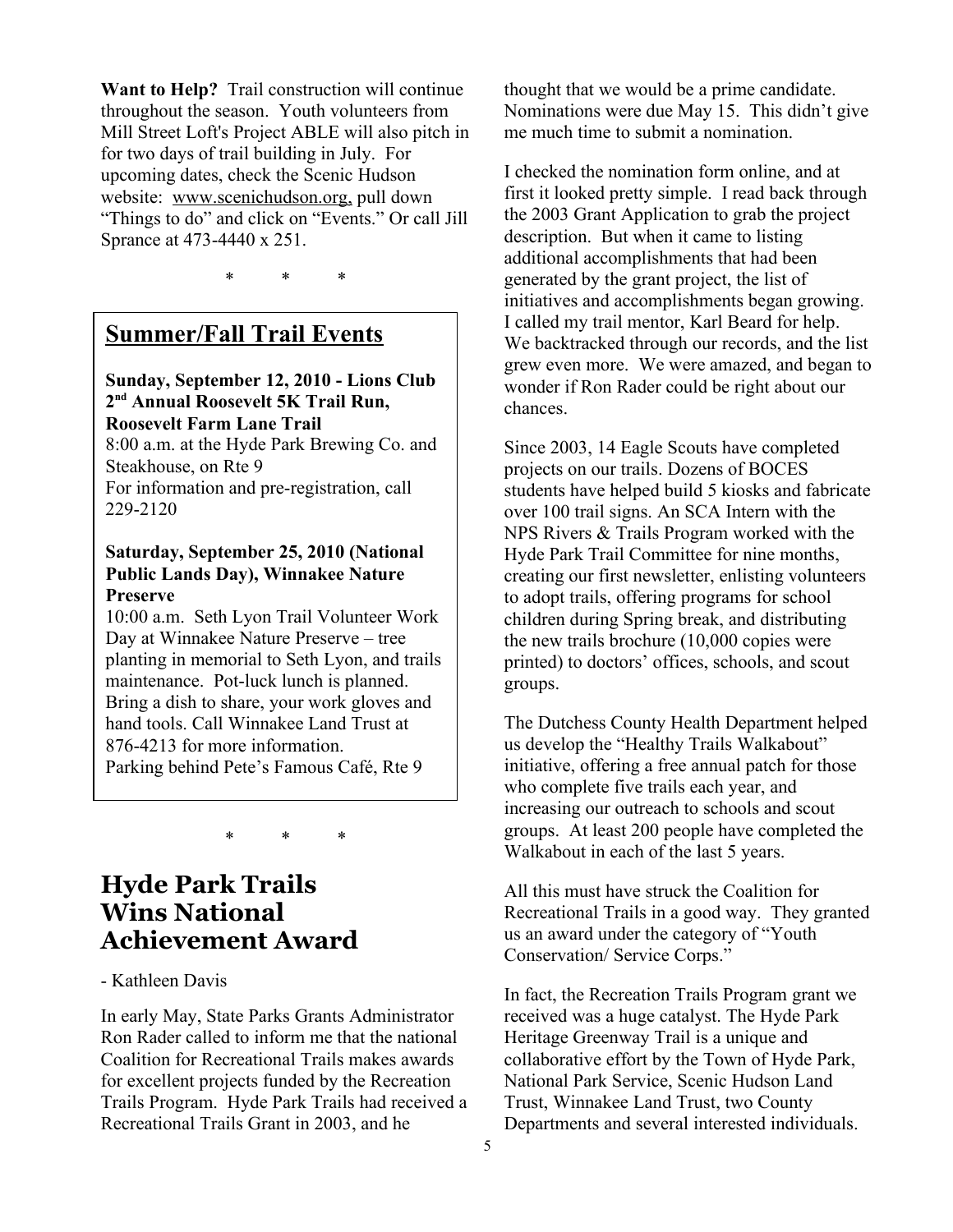**Want to Help?** Trail construction will continue throughout the season. Youth volunteers from Mill Street Loft's Project ABLE will also pitch in for two days of trail building in July. For upcoming dates, check the Scenic Hudson website: www.scenichudson.org, pull down “Things to do” and click on “Events.” Or call Jill Sprance at 473-4440 x 251.

\* \* \*

## Summer/Fall Trail Events

**Sunday, September 12, 2010 - Lions Club 2nd Annual Roosevelt 5K Trail Run, Roosevelt Farm Lane Trail**
8:00 a.m. at the Hyde Park Brewing Co. and Steakhouse, on Rte 9
For information and pre-registration, call 229-2120

**Saturday, September 25, 2010 (National Public Lands Day), Winnakee Nature Preserve**
10:00 a.m. Seth Lyon Trail Volunteer Work Day at Winnakee Nature Preserve – tree planting in memorial to Seth Lyon, and trails maintenance. Pot-luck lunch is planned. Bring a dish to share, your work gloves and hand tools. Call Winnakee Land Trust at 876-4213 for more information.
Parking behind Pete's Famous Café, Rte 9

\* \* \*

# Hyde Park Trails Wins National Achievement Award

- Kathleen Davis

In early May, State Parks Grants Administrator Ron Rader called to inform me that the national Coalition for Recreational Trails makes awards for excellent projects funded by the Recreation Trails Program. Hyde Park Trails had received a Recreational Trails Grant in 2003, and he thought that we would be a prime candidate. Nominations were due May 15. This didn't give me much time to submit a nomination.

I checked the nomination form online, and at first it looked pretty simple. I read back through the 2003 Grant Application to grab the project description. But when it came to listing additional accomplishments that had been generated by the grant project, the list of initiatives and accomplishments began growing. I called my trail mentor, Karl Beard for help. We backtracked through our records, and the list grew even more. We were amazed, and began to wonder if Ron Rader could be right about our chances.

Since 2003, 14 Eagle Scouts have completed projects on our trails. Dozens of BOCES students have helped build 5 kiosks and fabricate over 100 trail signs. An SCA Intern with the NPS Rivers & Trails Program worked with the Hyde Park Trail Committee for nine months, creating our first newsletter, enlisting volunteers to adopt trails, offering programs for school children during Spring break, and distributing the new trails brochure (10,000 copies were printed) to doctors' offices, schools, and scout groups.

The Dutchess County Health Department helped us develop the “Healthy Trails Walkabout” initiative, offering a free annual patch for those who complete five trails each year, and increasing our outreach to schools and scout groups. At least 200 people have completed the Walkabout in each of the last 5 years.

All this must have struck the Coalition for Recreational Trails in a good way. They granted us an award under the category of “Youth Conservation/ Service Corps.”

In fact, the Recreation Trails Program grant we received was a huge catalyst. The Hyde Park Heritage Greenway Trail is a unique and collaborative effort by the Town of Hyde Park, National Park Service, Scenic Hudson Land Trust, Winnakee Land Trust, two County Departments and several interested individuals.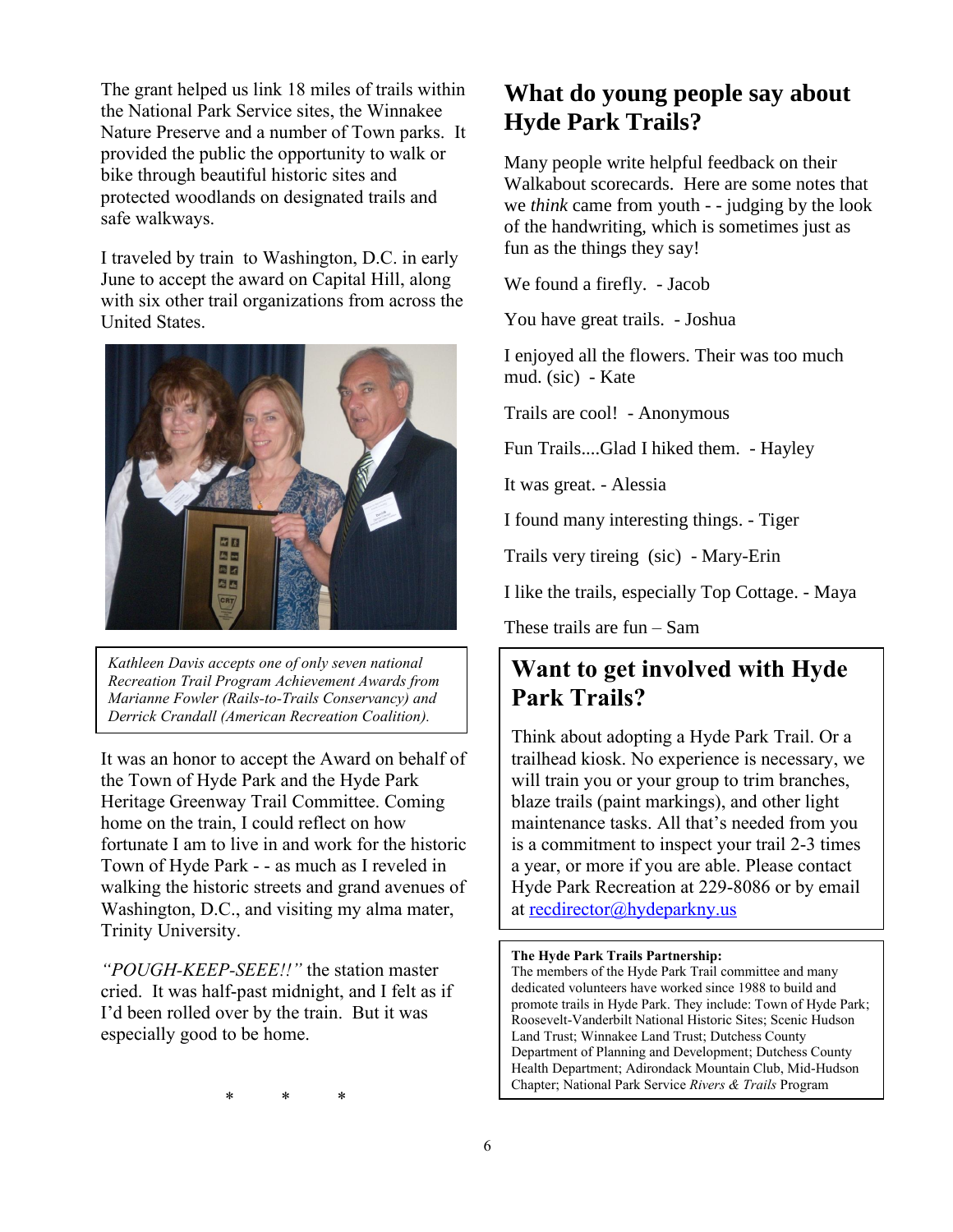The grant helped us link 18 miles of trails within the National Park Service sites, the Winnakee Nature Preserve and a number of Town parks. It provided the public the opportunity to walk or bike through beautiful historic sites and protected woodlands on designated trails and safe walkways.

I traveled by train to Washington, D.C. in early June to accept the award on Capital Hill, along with six other trail organizations from across the United States.

*Kathleen Davis accepts one of only seven national Recreation Trail Program Achievement Awards from Marianne Fowler (Rails-to-Trails Conservancy) and Derrick Crandall (American Recreation Coalition).*

It was an honor to accept the Award on behalf of the Town of Hyde Park and the Hyde Park Heritage Greenway Trail Committee. Coming home on the train, I could reflect on how fortunate I am to live in and work for the historic Town of Hyde Park - - as much as I reveled in walking the historic streets and grand avenues of Washington, D.C., and visiting my alma mater, Trinity University.

*"POUGH-KEEP-SEEE!!"* the station master cried. It was half-past midnight, and I felt as if I'd been rolled over by the train. But it was especially good to be home.

\* \* \*

## What do young people say about Hyde Park Trails?

Many people write helpful feedback on their Walkabout scorecards. Here are some notes that we *think* came from youth - - judging by the look of the handwriting, which is sometimes just as fun as the things they say!

We found a firefly. - Jacob

You have great trails. - Joshua

I enjoyed all the flowers. Their was too much mud. (sic) - Kate

Trails are cool! - Anonymous

Fun Trails....Glad I hiked them. - Hayley

It was great. - Alessia

I found many interesting things. - Tiger

Trails very tireing (sic) - Mary-Erin

I like the trails, especially Top Cottage. - Maya

These trails are fun – Sam

## Want to get involved with Hyde Park Trails?

Think about adopting a Hyde Park Trail. Or a trailhead kiosk. No experience is necessary, we will train you or your group to trim branches, blaze trails (paint markings), and other light maintenance tasks. All that's needed from you is a commitment to inspect your trail 2-3 times a year, or more if you are able. Please contact Hyde Park Recreation at 229-8086 or by email at recdirector@hydeparkny.us

**The Hyde Park Trails Partnership:**
The members of the Hyde Park Trail committee and many dedicated volunteers have worked since 1988 to build and promote trails in Hyde Park. They include: Town of Hyde Park; Roosevelt-Vanderbilt National Historic Sites; Scenic Hudson Land Trust; Winnakee Land Trust; Dutchess County Department of Planning and Development; Dutchess County Health Department; Adirondack Mountain Club, Mid-Hudson Chapter; National Park Service *Rivers & Trails* Program